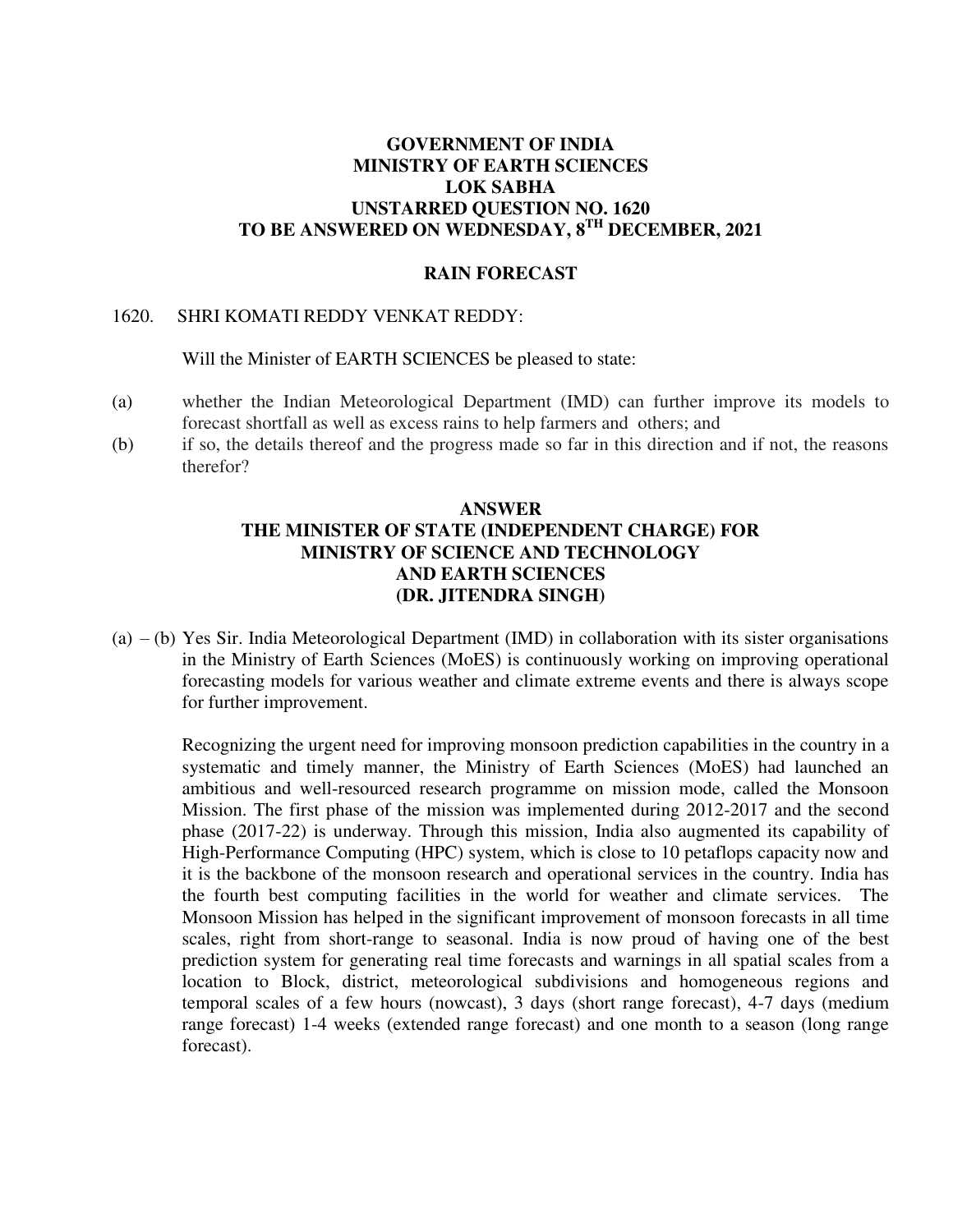**GOVERNMENT OF INDIA**
**MINISTRY OF EARTH SCIENCES**
**LOK SABHA**
**UNSTARRED QUESTION NO. 1620**
**TO BE ANSWERED ON WEDNESDAY, 8TH DECEMBER, 2021**

**RAIN FORECAST**

1620. SHRI KOMATI REDDY VENKAT REDDY:

Will the Minister of EARTH SCIENCES be pleased to state:

(a) whether the Indian Meteorological Department (IMD) can further improve its models to forecast shortfall as well as excess rains to help farmers and others; and

(b) if so, the details thereof and the progress made so far in this direction and if not, the reasons therefor?

**ANSWER**
**THE MINISTER OF STATE (INDEPENDENT CHARGE) FOR MINISTRY OF SCIENCE AND TECHNOLOGY AND EARTH SCIENCES**
**(DR. JITENDRA SINGH)**

(a) – (b) Yes Sir. India Meteorological Department (IMD) in collaboration with its sister organisations in the Ministry of Earth Sciences (MoES) is continuously working on improving operational forecasting models for various weather and climate extreme events and there is always scope for further improvement.

Recognizing the urgent need for improving monsoon prediction capabilities in the country in a systematic and timely manner, the Ministry of Earth Sciences (MoES) had launched an ambitious and well-resourced research programme on mission mode, called the Monsoon Mission. The first phase of the mission was implemented during 2012-2017 and the second phase (2017-22) is underway. Through this mission, India also augmented its capability of High-Performance Computing (HPC) system, which is close to 10 petaflops capacity now and it is the backbone of the monsoon research and operational services in the country. India has the fourth best computing facilities in the world for weather and climate services. The Monsoon Mission has helped in the significant improvement of monsoon forecasts in all time scales, right from short-range to seasonal. India is now proud of having one of the best prediction system for generating real time forecasts and warnings in all spatial scales from a location to Block, district, meteorological subdivisions and homogeneous regions and temporal scales of a few hours (nowcast), 3 days (short range forecast), 4-7 days (medium range forecast) 1-4 weeks (extended range forecast) and one month to a season (long range forecast).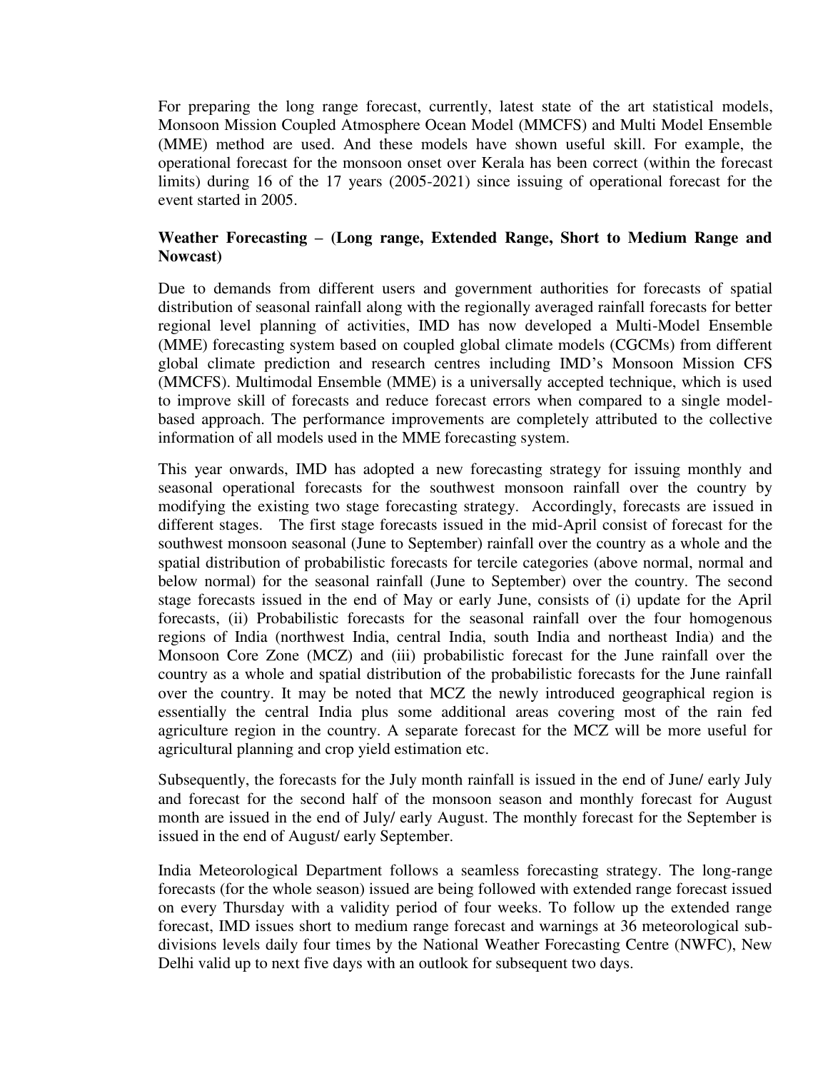For preparing the long range forecast, currently, latest state of the art statistical models, Monsoon Mission Coupled Atmosphere Ocean Model (MMCFS) and Multi Model Ensemble (MME) method are used. And these models have shown useful skill. For example, the operational forecast for the monsoon onset over Kerala has been correct (within the forecast limits) during 16 of the 17 years (2005-2021) since issuing of operational forecast for the event started in 2005.

**Weather Forecasting – (Long range, Extended Range, Short to Medium Range and Nowcast)**

Due to demands from different users and government authorities for forecasts of spatial distribution of seasonal rainfall along with the regionally averaged rainfall forecasts for better regional level planning of activities, IMD has now developed a Multi-Model Ensemble (MME) forecasting system based on coupled global climate models (CGCMs) from different global climate prediction and research centres including IMD's Monsoon Mission CFS (MMCFS). Multimodal Ensemble (MME) is a universally accepted technique, which is used to improve skill of forecasts and reduce forecast errors when compared to a single model-based approach. The performance improvements are completely attributed to the collective information of all models used in the MME forecasting system.

This year onwards, IMD has adopted a new forecasting strategy for issuing monthly and seasonal operational forecasts for the southwest monsoon rainfall over the country by modifying the existing two stage forecasting strategy. Accordingly, forecasts are issued in different stages. The first stage forecasts issued in the mid-April consist of forecast for the southwest monsoon seasonal (June to September) rainfall over the country as a whole and the spatial distribution of probabilistic forecasts for tercile categories (above normal, normal and below normal) for the seasonal rainfall (June to September) over the country. The second stage forecasts issued in the end of May or early June, consists of (i) update for the April forecasts, (ii) Probabilistic forecasts for the seasonal rainfall over the four homogenous regions of India (northwest India, central India, south India and northeast India) and the Monsoon Core Zone (MCZ) and (iii) probabilistic forecast for the June rainfall over the country as a whole and spatial distribution of the probabilistic forecasts for the June rainfall over the country. It may be noted that MCZ the newly introduced geographical region is essentially the central India plus some additional areas covering most of the rain fed agriculture region in the country. A separate forecast for the MCZ will be more useful for agricultural planning and crop yield estimation etc.

Subsequently, the forecasts for the July month rainfall is issued in the end of June/ early July and forecast for the second half of the monsoon season and monthly forecast for August month are issued in the end of July/ early August. The monthly forecast for the September is issued in the end of August/ early September.

India Meteorological Department follows a seamless forecasting strategy. The long-range forecasts (for the whole season) issued are being followed with extended range forecast issued on every Thursday with a validity period of four weeks. To follow up the extended range forecast, IMD issues short to medium range forecast and warnings at 36 meteorological sub-divisions levels daily four times by the National Weather Forecasting Centre (NWFC), New Delhi valid up to next five days with an outlook for subsequent two days.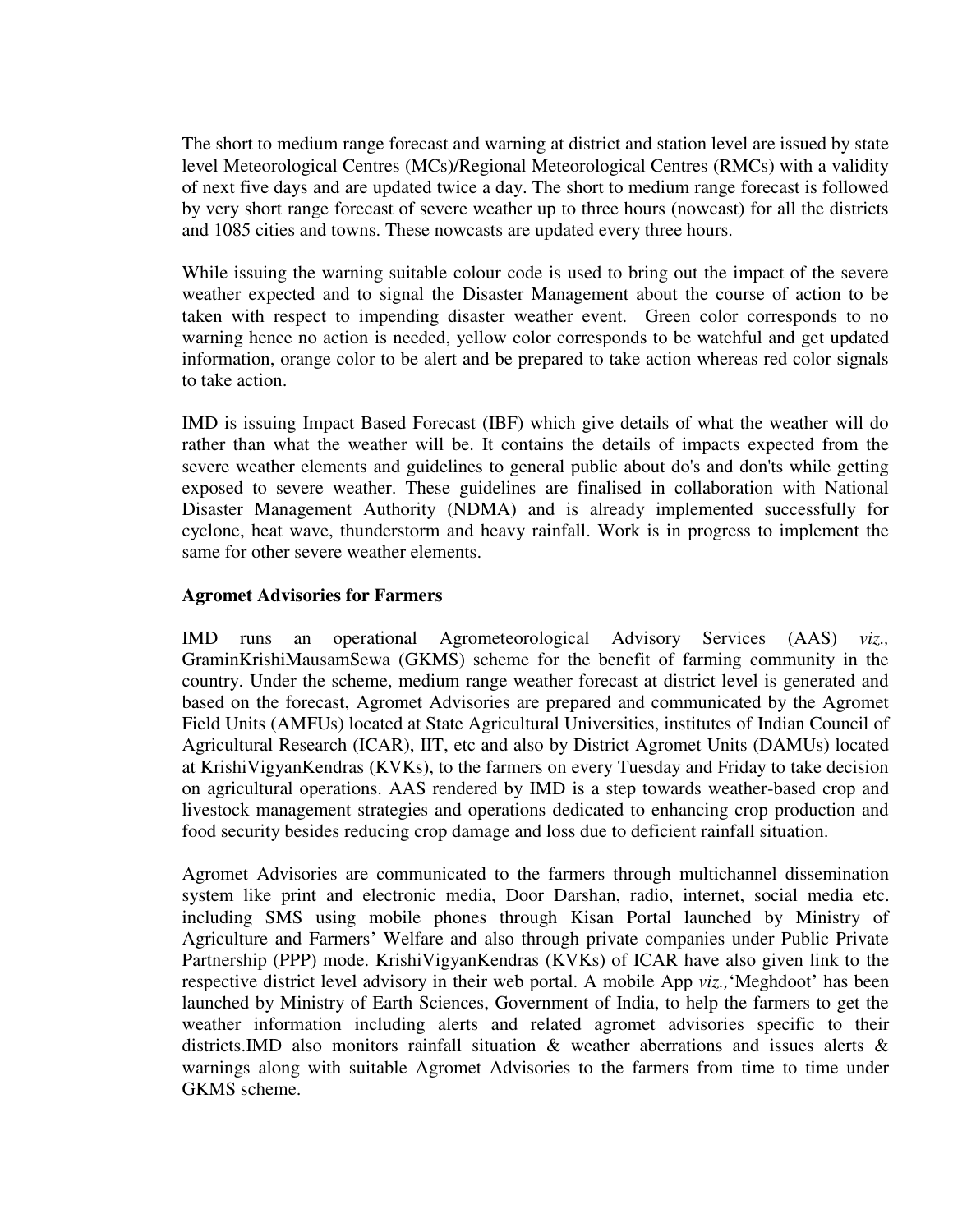The short to medium range forecast and warning at district and station level are issued by state level Meteorological Centres (MCs)/Regional Meteorological Centres (RMCs) with a validity of next five days and are updated twice a day. The short to medium range forecast is followed by very short range forecast of severe weather up to three hours (nowcast) for all the districts and 1085 cities and towns. These nowcasts are updated every three hours.

While issuing the warning suitable colour code is used to bring out the impact of the severe weather expected and to signal the Disaster Management about the course of action to be taken with respect to impending disaster weather event.  Green color corresponds to no warning hence no action is needed, yellow color corresponds to be watchful and get updated information, orange color to be alert and be prepared to take action whereas red color signals to take action.

IMD is issuing Impact Based Forecast (IBF) which give details of what the weather will do rather than what the weather will be. It contains the details of impacts expected from the severe weather elements and guidelines to general public about do's and don'ts while getting exposed to severe weather. These guidelines are finalised in collaboration with National Disaster Management Authority (NDMA) and is already implemented successfully for cyclone, heat wave, thunderstorm and heavy rainfall. Work is in progress to implement the same for other severe weather elements.

**Agromet Advisories for Farmers**

IMD runs an operational Agrometeorological Advisory Services (AAS) *viz.,* GraminKrishiMausamSewa (GKMS) scheme for the benefit of farming community in the country. Under the scheme, medium range weather forecast at district level is generated and based on the forecast, Agromet Advisories are prepared and communicated by the Agromet Field Units (AMFUs) located at State Agricultural Universities, institutes of Indian Council of Agricultural Research (ICAR), IIT, etc and also by District Agromet Units (DAMUs) located at KrishiVigyanKendras (KVKs), to the farmers on every Tuesday and Friday to take decision on agricultural operations. AAS rendered by IMD is a step towards weather-based crop and livestock management strategies and operations dedicated to enhancing crop production and food security besides reducing crop damage and loss due to deficient rainfall situation.

Agromet Advisories are communicated to the farmers through multichannel dissemination system like print and electronic media, Door Darshan, radio, internet, social media etc. including SMS using mobile phones through Kisan Portal launched by Ministry of Agriculture and Farmers' Welfare and also through private companies under Public Private Partnership (PPP) mode. KrishiVigyanKendras (KVKs) of ICAR have also given link to the respective district level advisory in their web portal. A mobile App *viz.,*'Meghdoot' has been launched by Ministry of Earth Sciences, Government of India, to help the farmers to get the weather information including alerts and related agromet advisories specific to their districts.IMD also monitors rainfall situation & weather aberrations and issues alerts & warnings along with suitable Agromet Advisories to the farmers from time to time under GKMS scheme.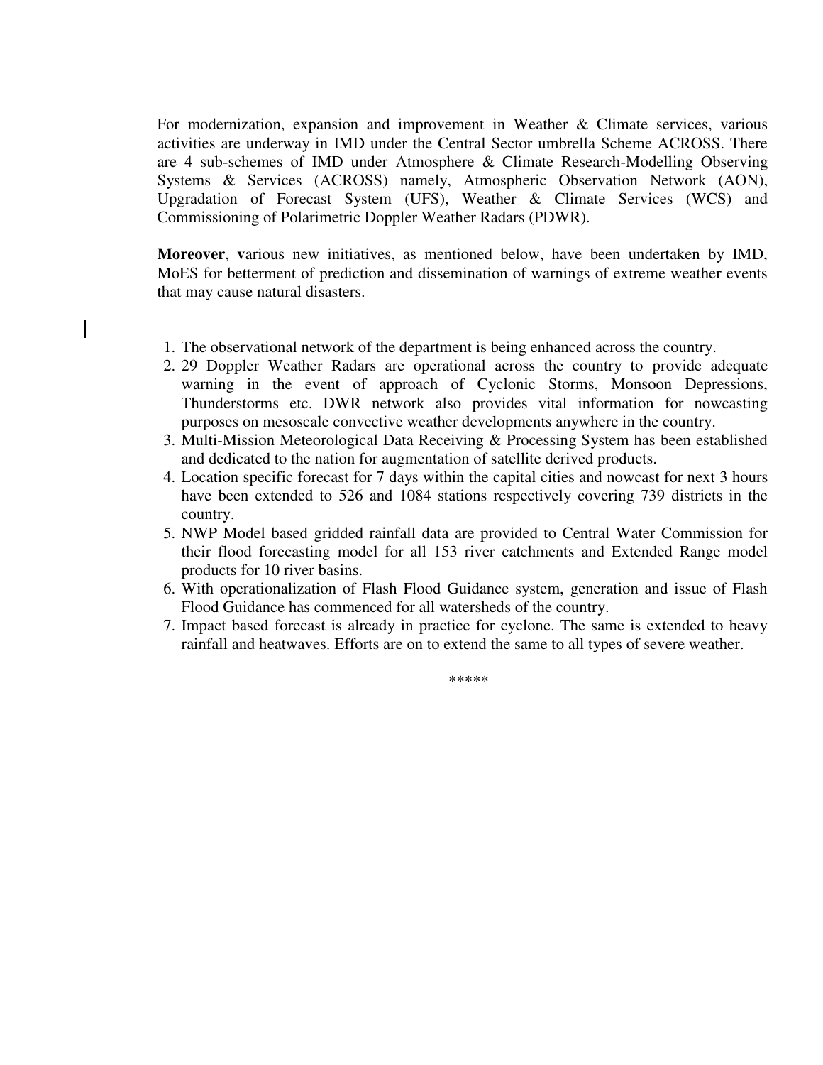For modernization, expansion and improvement in Weather & Climate services, various activities are underway in IMD under the Central Sector umbrella Scheme ACROSS. There are 4 sub-schemes of IMD under Atmosphere & Climate Research-Modelling Observing Systems & Services (ACROSS) namely, Atmospheric Observation Network (AON), Upgradation of Forecast System (UFS), Weather & Climate Services (WCS) and Commissioning of Polarimetric Doppler Weather Radars (PDWR).

**Moreover**, **v**arious new initiatives, as mentioned below, have been undertaken by IMD, MoES for betterment of prediction and dissemination of warnings of extreme weather events that may cause natural disasters.

1. The observational network of the department is being enhanced across the country.
2. 29 Doppler Weather Radars are operational across the country to provide adequate warning in the event of approach of Cyclonic Storms, Monsoon Depressions, Thunderstorms etc. DWR network also provides vital information for nowcasting purposes on mesoscale convective weather developments anywhere in the country.
3. Multi-Mission Meteorological Data Receiving & Processing System has been established and dedicated to the nation for augmentation of satellite derived products.
4. Location specific forecast for 7 days within the capital cities and nowcast for next 3 hours have been extended to 526 and 1084 stations respectively covering 739 districts in the country.
5. NWP Model based gridded rainfall data are provided to Central Water Commission for their flood forecasting model for all 153 river catchments and Extended Range model products for 10 river basins.
6. With operationalization of Flash Flood Guidance system, generation and issue of Flash Flood Guidance has commenced for all watersheds of the country.
7. Impact based forecast is already in practice for cyclone. The same is extended to heavy rainfall and heatwaves. Efforts are on to extend the same to all types of severe weather.

*****